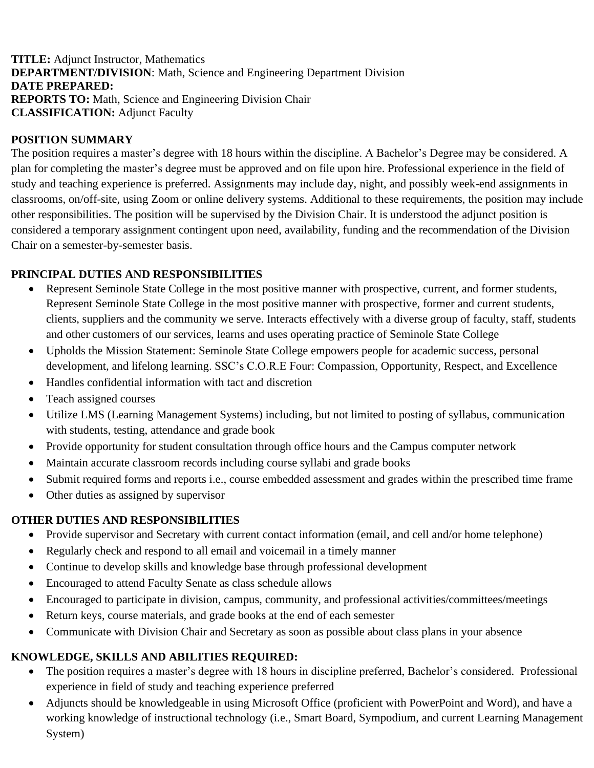**TITLE:** Adjunct Instructor, Mathematics
**DEPARTMENT/DIVISION**: Math, Science and Engineering Department Division
**DATE PREPARED:**
**REPORTS TO:** Math, Science and Engineering Division Chair
**CLASSIFICATION:** Adjunct Faculty

## POSITION SUMMARY

The position requires a master's degree with 18 hours within the discipline. A Bachelor's Degree may be considered. A plan for completing the master's degree must be approved and on file upon hire. Professional experience in the field of study and teaching experience is preferred. Assignments may include day, night, and possibly week-end assignments in classrooms, on/off-site, using Zoom or online delivery systems. Additional to these requirements, the position may include other responsibilities. The position will be supervised by the Division Chair. It is understood the adjunct position is considered a temporary assignment contingent upon need, availability, funding and the recommendation of the Division Chair on a semester-by-semester basis.

## PRINCIPAL DUTIES AND RESPONSIBILITIES

- Represent Seminole State College in the most positive manner with prospective, current, and former students, Represent Seminole State College in the most positive manner with prospective, former and current students, clients, suppliers and the community we serve. Interacts effectively with a diverse group of faculty, staff, students and other customers of our services, learns and uses operating practice of Seminole State College
- Upholds the Mission Statement: Seminole State College empowers people for academic success, personal development, and lifelong learning. SSC's C.O.R.E Four: Compassion, Opportunity, Respect, and Excellence
- Handles confidential information with tact and discretion
- Teach assigned courses
- Utilize LMS (Learning Management Systems) including, but not limited to posting of syllabus, communication with students, testing, attendance and grade book
- Provide opportunity for student consultation through office hours and the Campus computer network
- Maintain accurate classroom records including course syllabi and grade books
- Submit required forms and reports i.e., course embedded assessment and grades within the prescribed time frame
- Other duties as assigned by supervisor

## OTHER DUTIES AND RESPONSIBILITIES

- Provide supervisor and Secretary with current contact information (email, and cell and/or home telephone)
- Regularly check and respond to all email and voicemail in a timely manner
- Continue to develop skills and knowledge base through professional development
- Encouraged to attend Faculty Senate as class schedule allows
- Encouraged to participate in division, campus, community, and professional activities/committees/meetings
- Return keys, course materials, and grade books at the end of each semester
- Communicate with Division Chair and Secretary as soon as possible about class plans in your absence

## KNOWLEDGE, SKILLS AND ABILITIES REQUIRED:

- The position requires a master's degree with 18 hours in discipline preferred, Bachelor's considered. Professional experience in field of study and teaching experience preferred
- Adjuncts should be knowledgeable in using Microsoft Office (proficient with PowerPoint and Word), and have a working knowledge of instructional technology (i.e., Smart Board, Sympodium, and current Learning Management System)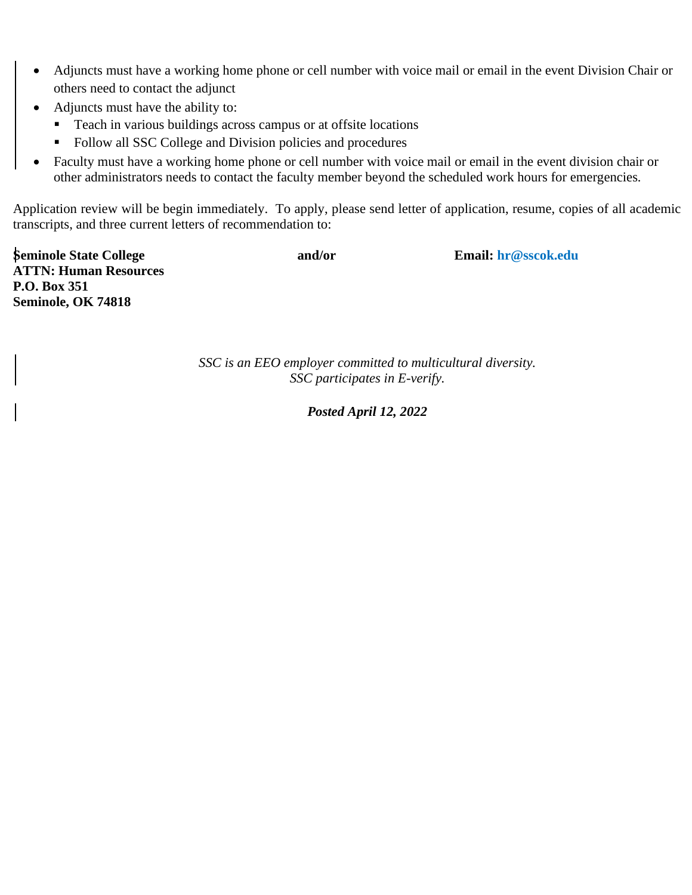- Adjuncts must have a working home phone or cell number with voice mail or email in the event Division Chair or others need to contact the adjunct
- Adjuncts must have the ability to:
  - Teach in various buildings across campus or at offsite locations
  - Follow all SSC College and Division policies and procedures
- Faculty must have a working home phone or cell number with voice mail or email in the event division chair or other administrators needs to contact the faculty member beyond the scheduled work hours for emergencies.

Application review will be begin immediately. To apply, please send letter of application, resume, copies of all academic transcripts, and three current letters of recommendation to:

**Seminole State College**
**ATTN: Human Resources**
**P.O. Box 351**
**Seminole, OK 74818**

**and/or**

**Email: hr@sscok.edu**

*SSC is an EEO employer committed to multicultural diversity.*
*SSC participates in E-verify.*

***Posted April 12, 2022***